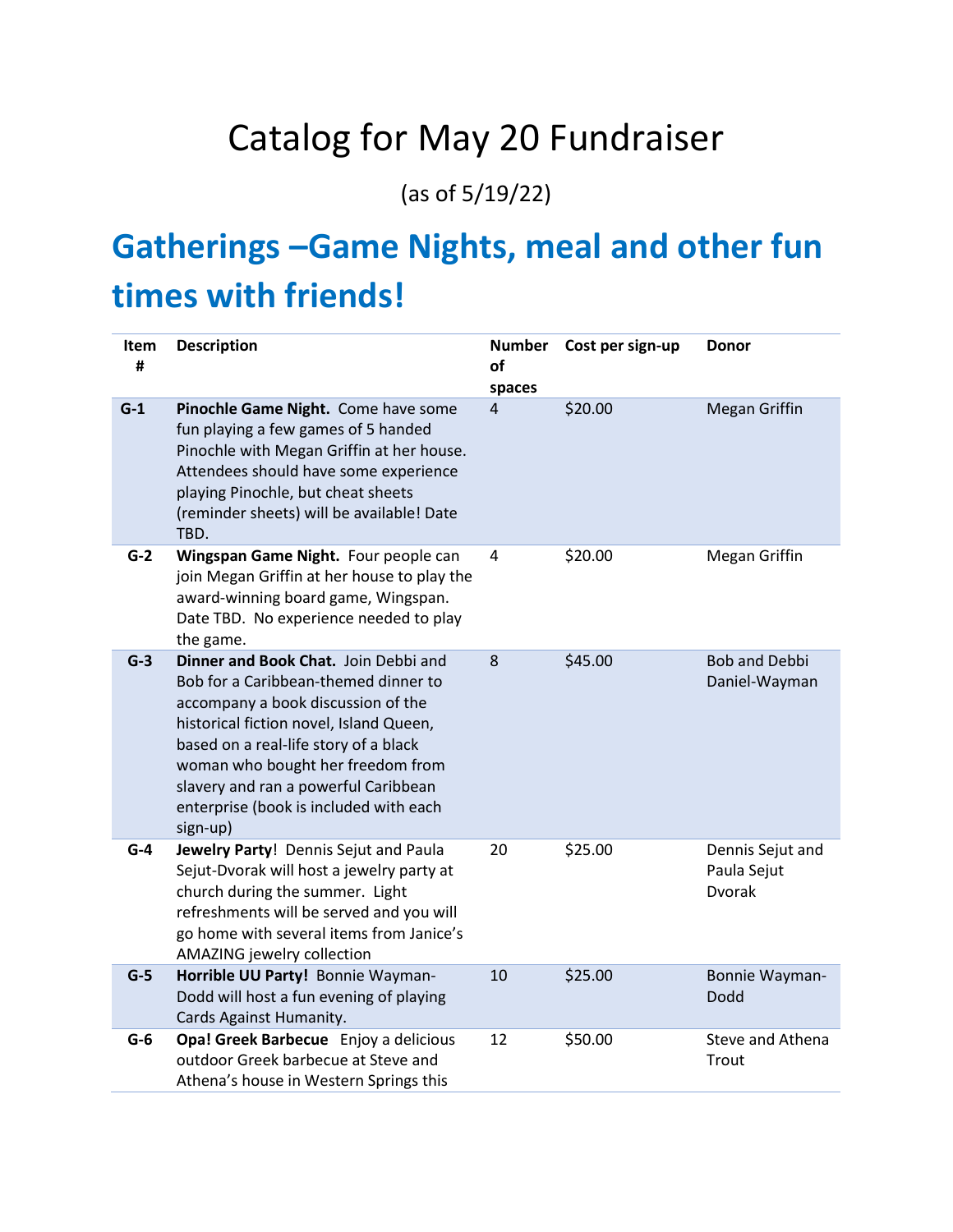# Catalog for May 20 Fundraiser

(as of 5/19/22)

## Gatherings –Game Nights, meal and other fun times with friends!

| Item # | Description | Number of spaces | Cost per sign-up | Donor |
|---|---|---|---|---|
| G-1 | **Pinochle Game Night.** Come have some fun playing a few games of 5 handed Pinochle with Megan Griffin at her house. Attendees should have some experience playing Pinochle, but cheat sheets (reminder sheets) will be available! Date TBD. | 4 | $20.00 | Megan Griffin |
| G-2 | **Wingspan Game Night.** Four people can join Megan Griffin at her house to play the award-winning board game, Wingspan. Date TBD. No experience needed to play the game. | 4 | $20.00 | Megan Griffin |
| G-3 | **Dinner and Book Chat.** Join Debbi and Bob for a Caribbean-themed dinner to accompany a book discussion of the historical fiction novel, Island Queen, based on a real-life story of a black woman who bought her freedom from slavery and ran a powerful Caribbean enterprise (book is included with each sign-up) | 8 | $45.00 | Bob and Debbi Daniel-Wayman |
| G-4 | **Jewelry Party**! Dennis Sejut and Paula Sejut-Dvorak will host a jewelry party at church during the summer. Light refreshments will be served and you will go home with several items from Janice's AMAZING jewelry collection | 20 | $25.00 | Dennis Sejut and Paula Sejut Dvorak |
| G-5 | **Horrible UU Party!** Bonnie Wayman-Dodd will host a fun evening of playing Cards Against Humanity. | 10 | $25.00 | Bonnie Wayman-Dodd |
| G-6 | **Opa! Greek Barbecue** Enjoy a delicious outdoor Greek barbecue at Steve and Athena's house in Western Springs this | 12 | $50.00 | Steve and Athena Trout |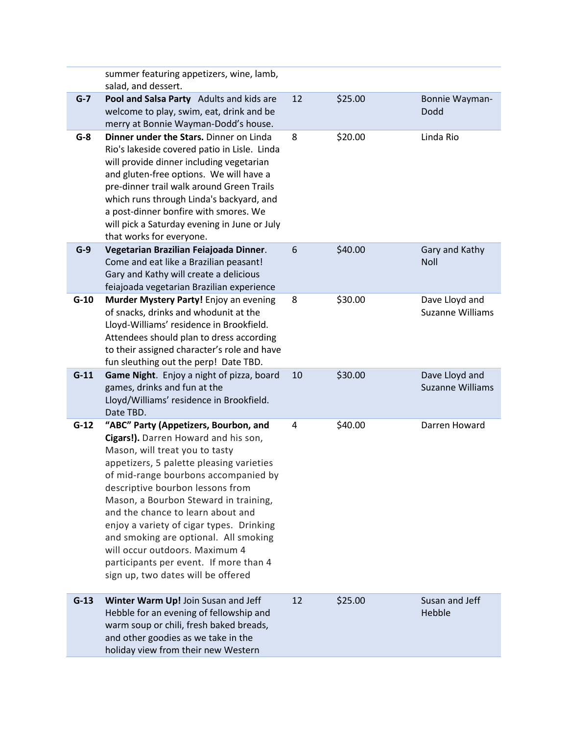|  |  |  |  |  |
|---|---|---|---|---|
|  | summer featuring appetizers, wine, lamb, salad, and dessert. |  |  |  |
| **G-7** | **Pool and Salsa Party** Adults and kids are welcome to play, swim, eat, drink and be merry at Bonnie Wayman-Dodd's house. | 12 | $25.00 | Bonnie Wayman-Dodd |
| **G-8** | **Dinner under the Stars.** Dinner on Linda Rio's lakeside covered patio in Lisle. Linda will provide dinner including vegetarian and gluten-free options. We will have a pre-dinner trail walk around Green Trails which runs through Linda's backyard, and a post-dinner bonfire with smores. We will pick a Saturday evening in June or July that works for everyone. | 8 | $20.00 | Linda Rio |
| **G-9** | **Vegetarian Brazilian Feiajoada Dinner**. Come and eat like a Brazilian peasant! Gary and Kathy will create a delicious feiajoada vegetarian Brazilian experience | 6 | $40.00 | Gary and Kathy Noll |
| **G-10** | **Murder Mystery Party!** Enjoy an evening of snacks, drinks and whodunit at the Lloyd-Williams' residence in Brookfield. Attendees should plan to dress according to their assigned character's role and have fun sleuthing out the perp! Date TBD. | 8 | $30.00 | Dave Lloyd and Suzanne Williams |
| **G-11** | **Game Night**. Enjoy a night of pizza, board games, drinks and fun at the Lloyd/Williams' residence in Brookfield. Date TBD. | 10 | $30.00 | Dave Lloyd and Suzanne Williams |
| **G-12** | **"ABC" Party (Appetizers, Bourbon, and Cigars!).** Darren Howard and his son, Mason, will treat you to tasty appetizers, 5 palette pleasing varieties of mid-range bourbons accompanied by descriptive bourbon lessons from Mason, a Bourbon Steward in training, and the chance to learn about and enjoy a variety of cigar types. Drinking and smoking are optional. All smoking will occur outdoors. Maximum 4 participants per event. If more than 4 sign up, two dates will be offered | 4 | $40.00 | Darren Howard |
| **G-13** | **Winter Warm Up!** Join Susan and Jeff Hebble for an evening of fellowship and warm soup or chili, fresh baked breads, and other goodies as we take in the holiday view from their new Western | 12 | $25.00 | Susan and Jeff Hebble |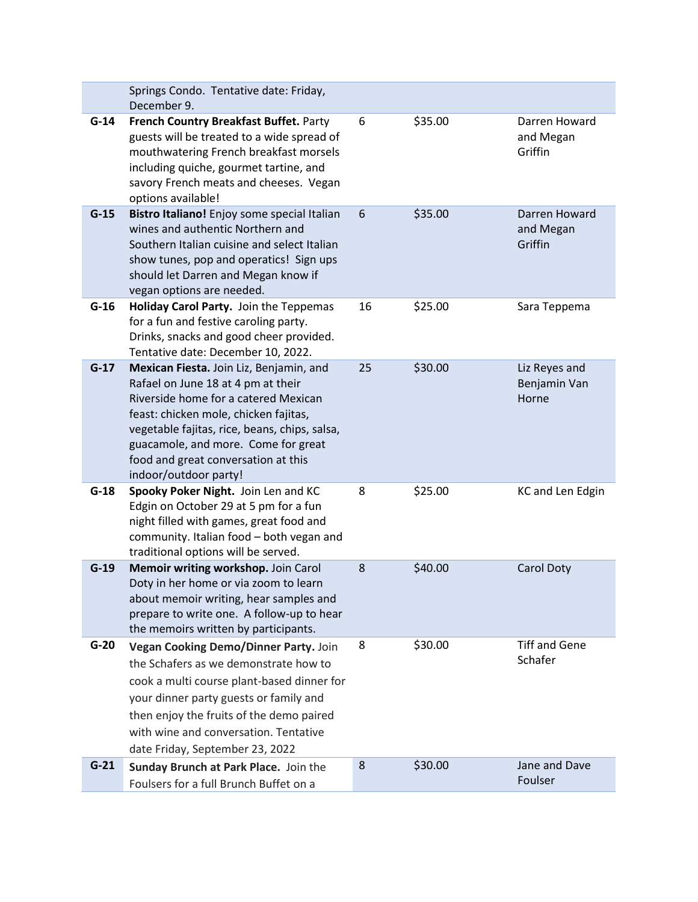| | | | | |
|---|---|---|---|---|
| | Springs Condo. Tentative date: Friday, December 9. | | | |
| G-14 | **French Country Breakfast Buffet.** Party guests will be treated to a wide spread of mouthwatering French breakfast morsels including quiche, gourmet tartine, and savory French meats and cheeses. Vegan options available! | 6 | $35.00 | Darren Howard and Megan Griffin |
| G-15 | **Bistro Italiano!** Enjoy some special Italian wines and authentic Northern and Southern Italian cuisine and select Italian show tunes, pop and operatics! Sign ups should let Darren and Megan know if vegan options are needed. | 6 | $35.00 | Darren Howard and Megan Griffin |
| G-16 | **Holiday Carol Party.** Join the Teppemas for a fun and festive caroling party. Drinks, snacks and good cheer provided. Tentative date: December 10, 2022. | 16 | $25.00 | Sara Teppema |
| G-17 | **Mexican Fiesta.** Join Liz, Benjamin, and Rafael on June 18 at 4 pm at their Riverside home for a catered Mexican feast: chicken mole, chicken fajitas, vegetable fajitas, rice, beans, chips, salsa, guacamole, and more. Come for great food and great conversation at this indoor/outdoor party! | 25 | $30.00 | Liz Reyes and Benjamin Van Horne |
| G-18 | **Spooky Poker Night.** Join Len and KC Edgin on October 29 at 5 pm for a fun night filled with games, great food and community. Italian food – both vegan and traditional options will be served. | 8 | $25.00 | KC and Len Edgin |
| G-19 | **Memoir writing workshop.** Join Carol Doty in her home or via zoom to learn about memoir writing, hear samples and prepare to write one. A follow-up to hear the memoirs written by participants. | 8 | $40.00 | Carol Doty |
| G-20 | **Vegan Cooking Demo/Dinner Party.** Join the Schafers as we demonstrate how to cook a multi course plant-based dinner for your dinner party guests or family and then enjoy the fruits of the demo paired with wine and conversation. Tentative date Friday, September 23, 2022 | 8 | $30.00 | Tiff and Gene Schafer |
| G-21 | **Sunday Brunch at Park Place.** Join the Foulsers for a full Brunch Buffet on a | 8 | $30.00 | Jane and Dave Foulser |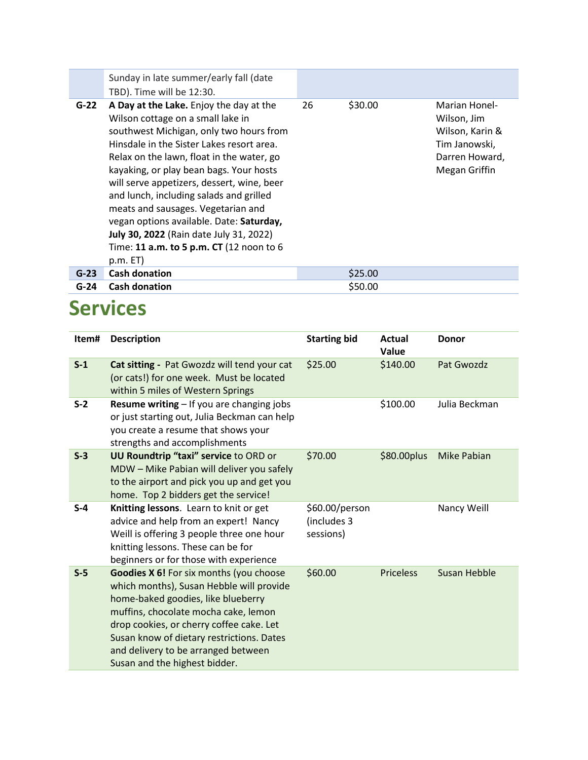| | | | | |
|---|---|---|---|---|
| | Sunday in late summer/early fall (date TBD). Time will be 12:30. | | | |
| **G-22** | **A Day at the Lake.** Enjoy the day at the Wilson cottage on a small lake in southwest Michigan, only two hours from Hinsdale in the Sister Lakes resort area. Relax on the lawn, float in the water, go kayaking, or play bean bags. Your hosts will serve appetizers, dessert, wine, beer and lunch, including salads and grilled meats and sausages. Vegetarian and vegan options available. Date: **Saturday, July 30, 2022** (Rain date July 31, 2022) Time: **11 a.m. to 5 p.m. CT** (12 noon to 6 p.m. ET) | 26 | $30.00 | Marian Honel-Wilson, Jim Wilson, Karin & Tim Janowski, Darren Howard, Megan Griffin |
| **G-23** | **Cash donation** | | $25.00 | |
| **G-24** | **Cash donation** | | $50.00 | |

# Services

| Item# | Description | Starting bid | Actual Value | Donor |
|---|---|---|---|---|
| **S-1** | **Cat sitting -** Pat Gwozdz will tend your cat (or cats!) for one week. Must be located within 5 miles of Western Springs | $25.00 | $140.00 | Pat Gwozdz |
| **S-2** | **Resume writing** – If you are changing jobs or just starting out, Julia Beckman can help you create a resume that shows your strengths and accomplishments | | $100.00 | Julia Beckman |
| **S-3** | **UU Roundtrip "taxi" service** to ORD or MDW – Mike Pabian will deliver you safely to the airport and pick you up and get you home. Top 2 bidders get the service! | $70.00 | $80.00plus | Mike Pabian |
| **S-4** | **Knitting lessons**. Learn to knit or get advice and help from an expert! Nancy Weill is offering 3 people three one hour knitting lessons. These can be for beginners or for those with experience | $60.00/person (includes 3 sessions) | | Nancy Weill |
| **S-5** | **Goodies X 6!** For six months (you choose which months), Susan Hebble will provide home-baked goodies, like blueberry muffins, chocolate mocha cake, lemon drop cookies, or cherry coffee cake. Let Susan know of dietary restrictions. Dates and delivery to be arranged between Susan and the highest bidder. | $60.00 | Priceless | Susan Hebble |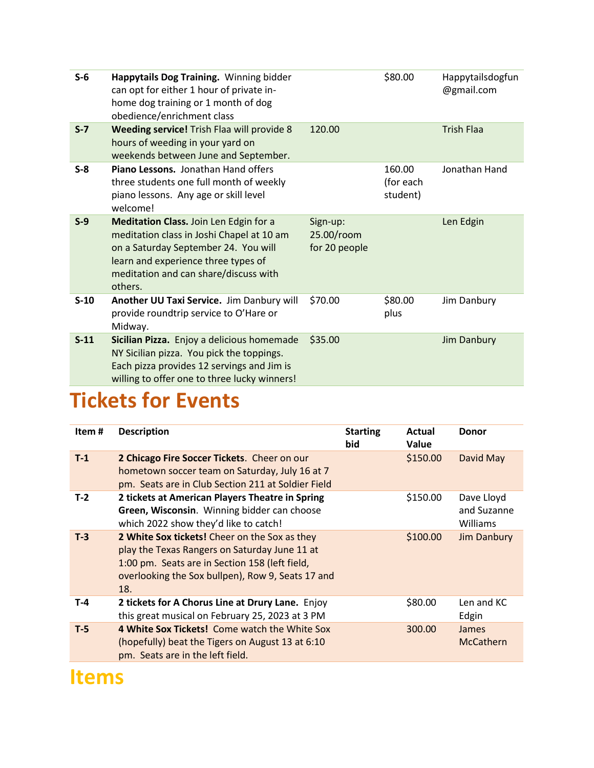| | | | | |
|---|---|---|---|---|
| **S-6** | **Happytails Dog Training.** Winning bidder can opt for either 1 hour of private in-home dog training or 1 month of dog obedience/enrichment class | | $80.00 | Happytailsdogfun@gmail.com |
| **S-7** | **Weeding service!** Trish Flaa will provide 8 hours of weeding in your yard on weekends between June and September. | 120.00 | | Trish Flaa |
| **S-8** | **Piano Lessons.** Jonathan Hand offers three students one full month of weekly piano lessons. Any age or skill level welcome! | | 160.00 (for each student) | Jonathan Hand |
| **S-9** | **Meditation Class.** Join Len Edgin for a meditation class in Joshi Chapel at 10 am on a Saturday September 24. You will learn and experience three types of meditation and can share/discuss with others. | Sign-up: 25.00/room for 20 people | | Len Edgin |
| **S-10** | **Another UU Taxi Service.** Jim Danbury will provide roundtrip service to O'Hare or Midway. | $70.00 | $80.00 plus | Jim Danbury |
| **S-11** | **Sicilian Pizza.** Enjoy a delicious homemade NY Sicilian pizza. You pick the toppings. Each pizza provides 12 servings and Jim is willing to offer one to three lucky winners! | $35.00 | | Jim Danbury |

# Tickets for Events

| Item # | Description | Starting bid | Actual Value | Donor |
|---|---|---|---|---|
| **T-1** | **2 Chicago Fire Soccer Tickets**. Cheer on our hometown soccer team on Saturday, July 16 at 7 pm. Seats are in Club Section 211 at Soldier Field | | $150.00 | David May |
| **T-2** | **2 tickets at American Players Theatre in Spring Green, Wisconsin**. Winning bidder can choose which 2022 show they'd like to catch! | | $150.00 | Dave Lloyd and Suzanne Williams |
| **T-3** | **2 White Sox tickets!** Cheer on the Sox as they play the Texas Rangers on Saturday June 11 at 1:00 pm. Seats are in Section 158 (left field, overlooking the Sox bullpen), Row 9, Seats 17 and 18. | | $100.00 | Jim Danbury |
| **T-4** | **2 tickets for A Chorus Line at Drury Lane.** Enjoy this great musical on February 25, 2023 at 3 PM | | $80.00 | Len and KC Edgin |
| **T-5** | **4 White Sox Tickets!** Come watch the White Sox (hopefully) beat the Tigers on August 13 at 6:10 pm. Seats are in the left field. | | 300.00 | James McCathern |

# Items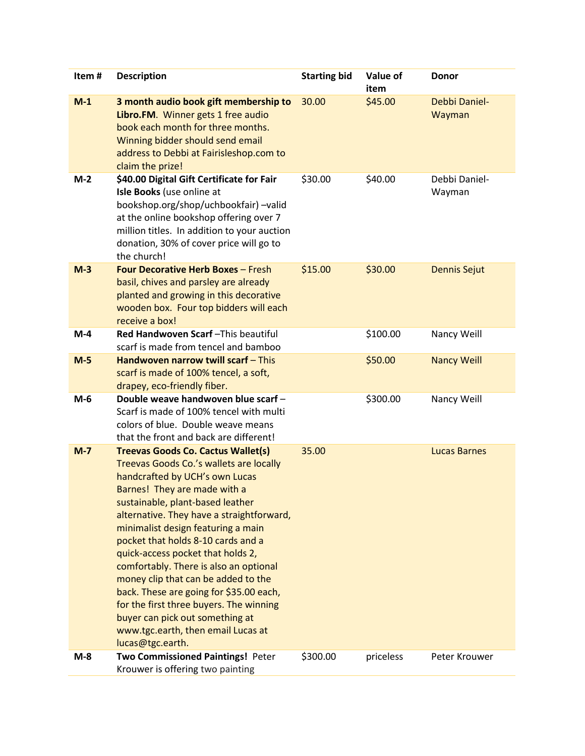| Item # | Description | Starting bid | Value of item | Donor |
|---|---|---|---|---|
| **M-1** | **3 month audio book gift membership to Libro.FM**. Winner gets 1 free audio book each month for three months. Winning bidder should send email address to Debbi at Fairisleshop.com to claim the prize! | 30.00 | $45.00 | Debbi Daniel-Wayman |
| **M-2** | **$40.00 Digital Gift Certificate for Fair Isle Books** (use online at bookshop.org/shop/uchbookfair) –valid at the online bookshop offering over 7 million titles. In addition to your auction donation, 30% of cover price will go to the church! | $30.00 | $40.00 | Debbi Daniel-Wayman |
| **M-3** | **Four Decorative Herb Boxes** – Fresh basil, chives and parsley are already planted and growing in this decorative wooden box. Four top bidders will each receive a box! | $15.00 | $30.00 | Dennis Sejut |
| **M-4** | **Red Handwoven Scarf** –This beautiful scarf is made from tencel and bamboo | | $100.00 | Nancy Weill |
| **M-5** | **Handwoven narrow twill scarf** – This scarf is made of 100% tencel, a soft, drapey, eco-friendly fiber. | | $50.00 | Nancy Weill |
| **M-6** | **Double weave handwoven blue scarf** – Scarf is made of 100% tencel with multi colors of blue. Double weave means that the front and back are different! | | $300.00 | Nancy Weill |
| **M-7** | **Treevas Goods Co. Cactus Wallet(s)** Treevas Goods Co.'s wallets are locally handcrafted by UCH's own Lucas Barnes! They are made with a sustainable, plant-based leather alternative. They have a straightforward, minimalist design featuring a main pocket that holds 8-10 cards and a quick-access pocket that holds 2, comfortably. There is also an optional money clip that can be added to the back. These are going for $35.00 each, for the first three buyers. The winning buyer can pick out something at www.tgc.earth, then email Lucas at lucas@tgc.earth. | 35.00 | | Lucas Barnes |
| **M-8** | **Two Commissioned Paintings!** Peter Krouwer is offering two painting | $300.00 | priceless | Peter Krouwer |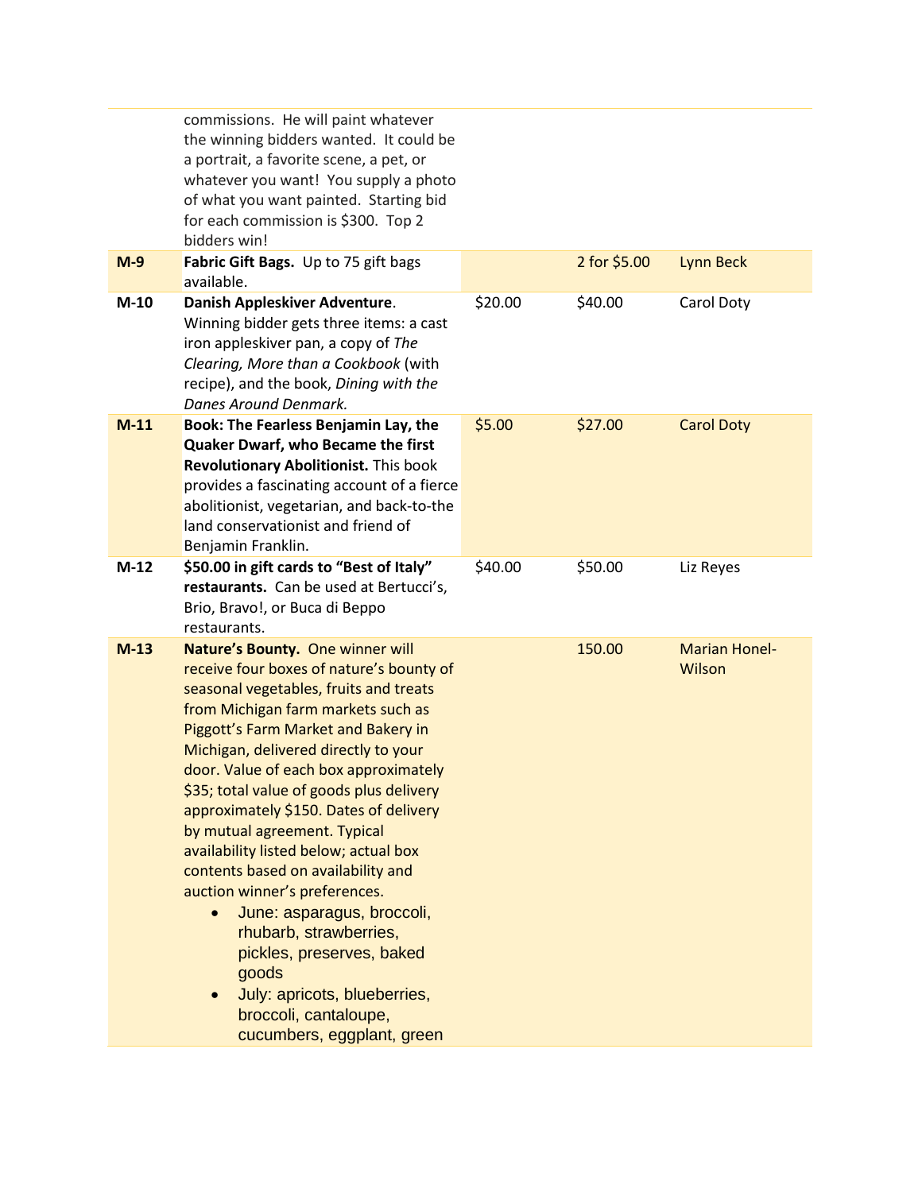| | | | | |
|---|---|---|---|---|
| | commissions. He will paint whatever the winning bidders wanted. It could be a portrait, a favorite scene, a pet, or whatever you want! You supply a photo of what you want painted. Starting bid for each commission is $300. Top 2 bidders win! | | | |
| **M-9** | **Fabric Gift Bags.** Up to 75 gift bags available. | | 2 for $5.00 | Lynn Beck |
| **M-10** | **Danish Appleskiver Adventure**. Winning bidder gets three items: a cast iron appleskiver pan, a copy of *The Clearing, More than a Cookbook* (with recipe), and the book, *Dining with the Danes Around Denmark.* | $20.00 | $40.00 | Carol Doty |
| **M-11** | **Book: The Fearless Benjamin Lay, the Quaker Dwarf, who Became the first Revolutionary Abolitionist.** This book provides a fascinating account of a fierce abolitionist, vegetarian, and back-to-the land conservationist and friend of Benjamin Franklin. | $5.00 | $27.00 | Carol Doty |
| **M-12** | **$50.00 in gift cards to "Best of Italy" restaurants.** Can be used at Bertucci's, Brio, Bravo!, or Buca di Beppo restaurants. | $40.00 | $50.00 | Liz Reyes |
| **M-13** | **Nature's Bounty.** One winner will receive four boxes of nature's bounty of seasonal vegetables, fruits and treats from Michigan farm markets such as Piggott's Farm Market and Bakery in Michigan, delivered directly to your door. Value of each box approximately $35; total value of goods plus delivery approximately $150. Dates of delivery by mutual agreement. Typical availability listed below; actual box contents based on availability and auction winner's preferences.<br>• June: asparagus, broccoli, rhubarb, strawberries, pickles, preserves, baked goods<br>• July: apricots, blueberries, broccoli, cantaloupe, cucumbers, eggplant, green | | 150.00 | Marian Honel-Wilson |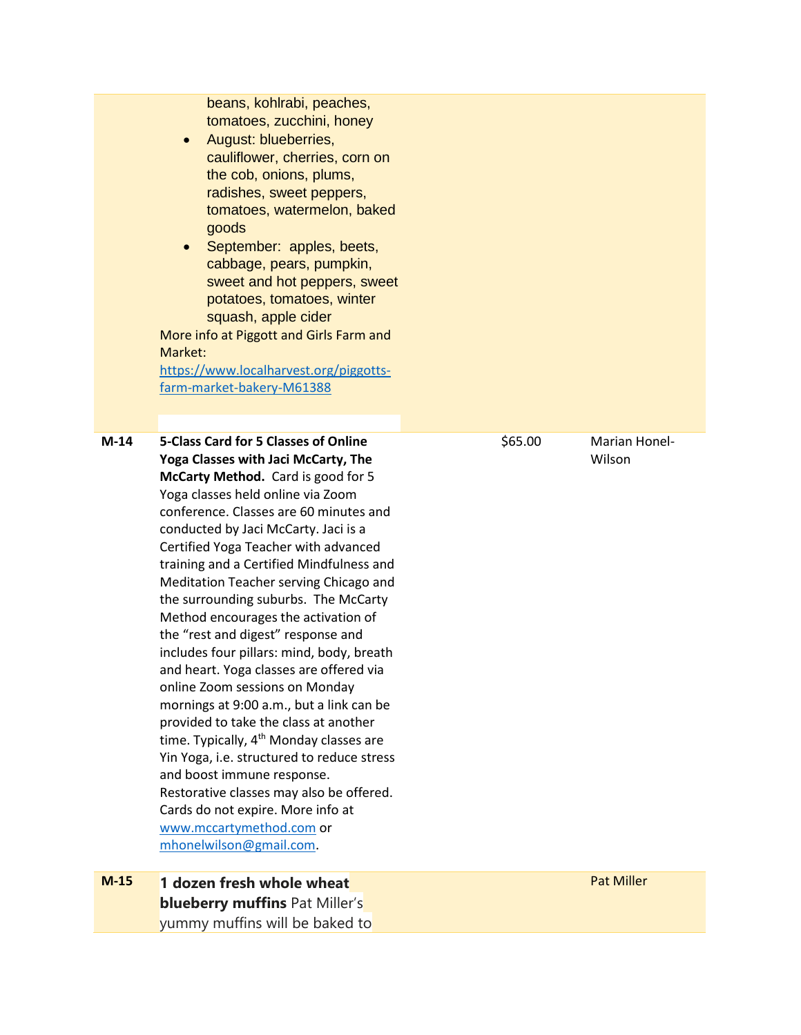| | | | |
|---|---|---|---|
| | beans, kohlrabi, peaches, tomatoes, zucchini, honey<br>• August: blueberries, cauliflower, cherries, corn on the cob, onions, plums, radishes, sweet peppers, tomatoes, watermelon, baked goods<br>• September: apples, beets, cabbage, pears, pumpkin, sweet and hot peppers, sweet potatoes, tomatoes, winter squash, apple cider<br>More info at Piggott and Girls Farm and Market: https://www.localharvest.org/piggotts-farm-market-bakery-M61388 | | |
| **M-14** | **5-Class Card for 5 Classes of Online Yoga Classes with Jaci McCarty, The McCarty Method.** Card is good for 5 Yoga classes held online via Zoom conference. Classes are 60 minutes and conducted by Jaci McCarty. Jaci is a Certified Yoga Teacher with advanced training and a Certified Mindfulness and Meditation Teacher serving Chicago and the surrounding suburbs. The McCarty Method encourages the activation of the "rest and digest" response and includes four pillars: mind, body, breath and heart. Yoga classes are offered via online Zoom sessions on Monday mornings at 9:00 a.m., but a link can be provided to take the class at another time. Typically, 4th Monday classes are Yin Yoga, i.e. structured to reduce stress and boost immune response. Restorative classes may also be offered. Cards do not expire. More info at www.mccartymethod.com or mhonelwilson@gmail.com. | $65.00 | Marian Honel-Wilson |
| **M-15** | **1 dozen fresh whole wheat blueberry muffins** Pat Miller's yummy muffins will be baked to | | Pat Miller |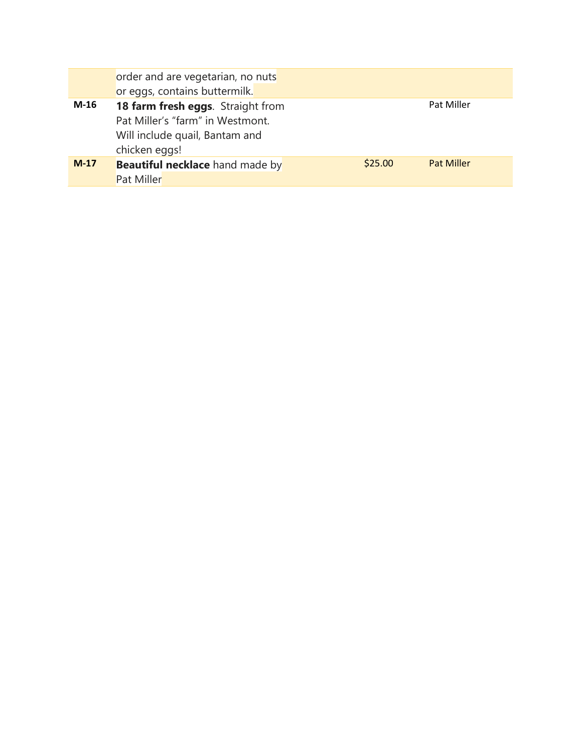| | | | |
|---|---|---|---|
| | order and are vegetarian, no nuts or eggs, contains buttermilk. | | |
| **M-16** | **18 farm fresh eggs**. Straight from Pat Miller's "farm" in Westmont. Will include quail, Bantam and chicken eggs! | | Pat Miller |
| **M-17** | **Beautiful necklace** hand made by Pat Miller | $25.00 | Pat Miller |